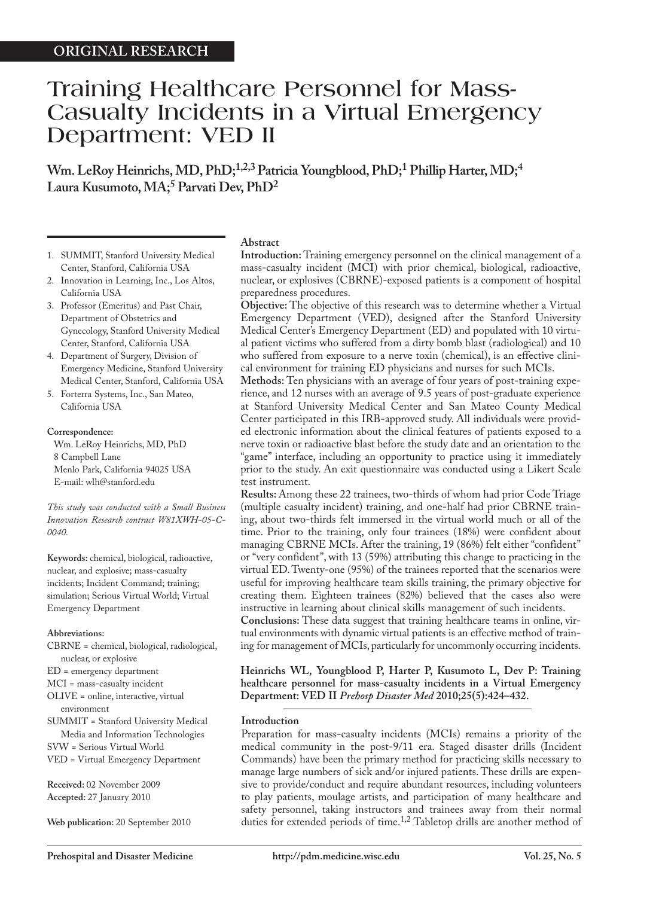ORIGINAL RESEARCH

# Training Healthcare Personnel for Mass-Casualty Incidents in a Virtual Emergency Department: VED II

**Wm. LeRoy Heinrichs, MD, PhD;[1,2,3] Patricia Youngblood, PhD;[1] Phillip Harter, MD;[4] Laura Kusumoto, MA;[5] Parvati Dev, PhD[2]**

1. SUMMIT, Stanford University Medical Center, Stanford, California USA
2. Innovation in Learning, Inc., Los Altos, California USA
3. Professor (Emeritus) and Past Chair, Department of Obstetrics and Gynecology, Stanford University Medical Center, Stanford, California USA
4. Department of Surgery, Division of Emergency Medicine, Stanford University Medical Center, Stanford, California USA
5. Forterra Systems, Inc., San Mateo, California USA

**Correspondence:**
Wm. LeRoy Heinrichs, MD, PhD
8 Campbell Lane
Menlo Park, California 94025 USA
E-mail: wlh@stanford.edu

*This study was conducted with a Small Business Innovation Research contract W81XWH-05-C-0040.*

**Keywords:** chemical, biological, radioactive, nuclear, and explosive; mass-casualty incidents; Incident Command; training; simulation; Serious Virtual World; Virtual Emergency Department

**Abbreviations:**
CBRNE = chemical, biological, radiological, nuclear, or explosive
ED = emergency department
MCI = mass-casualty incident
OLIVE = online, interactive, virtual environment
SUMMIT = Stanford University Medical Media and Information Technologies
SVW = Serious Virtual World
VED = Virtual Emergency Department

**Received:** 02 November 2009
**Accepted:** 27 January 2010

**Web publication:** 20 September 2010

## Abstract

**Introduction:** Training emergency personnel on the clinical management of a mass-casualty incident (MCI) with prior chemical, biological, radioactive, nuclear, or explosives (CBRNE)-exposed patients is a component of hospital preparedness procedures.

**Objective:** The objective of this research was to determine whether a Virtual Emergency Department (VED), designed after the Stanford University Medical Center's Emergency Department (ED) and populated with 10 virtual patient victims who suffered from a dirty bomb blast (radiological) and 10 who suffered from exposure to a nerve toxin (chemical), is an effective clinical environment for training ED physicians and nurses for such MCIs.

**Methods:** Ten physicians with an average of four years of post-training experience, and 12 nurses with an average of 9.5 years of post-graduate experience at Stanford University Medical Center and San Mateo County Medical Center participated in this IRB-approved study. All individuals were provided electronic information about the clinical features of patients exposed to a nerve toxin or radioactive blast before the study date and an orientation to the "game" interface, including an opportunity to practice using it immediately prior to the study. An exit questionnaire was conducted using a Likert Scale test instrument.

**Results:** Among these 22 trainees, two-thirds of whom had prior Code Triage (multiple casualty incident) training, and one-half had prior CBRNE training, about two-thirds felt immersed in the virtual world much or all of the time. Prior to the training, only four trainees (18%) were confident about managing CBRNE MCIs. After the training, 19 (86%) felt either "confident" or "very confident", with 13 (59%) attributing this change to practicing in the virtual ED. Twenty-one (95%) of the trainees reported that the scenarios were useful for improving healthcare team skills training, the primary objective for creating them. Eighteen trainees (82%) believed that the cases also were instructive in learning about clinical skills management of such incidents.

**Conclusions:** These data suggest that training healthcare teams in online, virtual environments with dynamic virtual patients is an effective method of training for management of MCIs, particularly for uncommonly occurring incidents.

**Heinrichs WL, Youngblood P, Harter P, Kusumoto L, Dev P: Training healthcare personnel for mass-casualty incidents in a Virtual Emergency Department: VED II** ***Prehosp Disaster Med*** **2010;25(5):424–432.**

## Introduction

Preparation for mass-casualty incidents (MCIs) remains a priority of the medical community in the post-9/11 era. Staged disaster drills (Incident Commands) have been the primary method for practicing skills necessary to manage large numbers of sick and/or injured patients. These drills are expensive to provide/conduct and require abundant resources, including volunteers to play patients, moulage artists, and participation of many healthcare and safety personnel, taking instructors and trainees away from their normal duties for extended periods of time.[1,2] Tabletop drills are another method of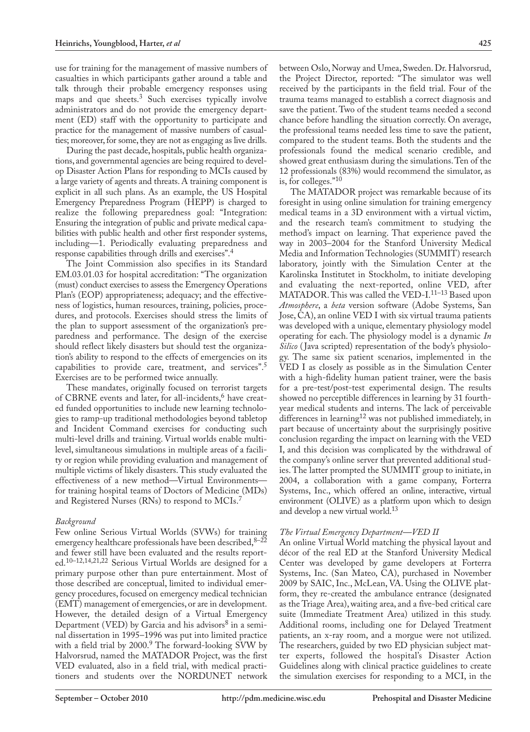use for training for the management of massive numbers of casualties in which participants gather around a table and talk through their probable emergency responses using maps and que sheets.[3] Such exercises typically involve administrators and do not provide the emergency department (ED) staff with the opportunity to participate and practice for the management of massive numbers of casualties; moreover, for some, they are not as engaging as live drills.

During the past decade, hospitals, public health organizations, and governmental agencies are being required to develop Disaster Action Plans for responding to MCIs caused by a large variety of agents and threats. A training component is explicit in all such plans. As an example, the US Hospital Emergency Preparedness Program (HEPP) is charged to realize the following preparedness goal: "Integration: Ensuring the integration of public and private medical capabilities with public health and other first responder systems, including—1. Periodically evaluating preparedness and response capabilities through drills and exercises".[4]

The Joint Commission also specifies in its Standard EM.03.01.03 for hospital accreditation: "The organization (must) conduct exercises to assess the Emergency Operations Plan's (EOP) appropriateness; adequacy; and the effectiveness of logistics, human resources, training, policies, procedures, and protocols. Exercises should stress the limits of the plan to support assessment of the organization's preparedness and performance. The design of the exercise should reflect likely disasters but should test the organization's ability to respond to the effects of emergencies on its capabilities to provide care, treatment, and services".[5] Exercises are to be performed twice annually.

These mandates, originally focused on terrorist targets of CBRNE events and later, for all-incidents,[6] have created funded opportunities to include new learning technologies to ramp-up traditional methodologies beyond tabletop and Incident Command exercises for conducting such multi-level drills and training. Virtual worlds enable multi-level, simultaneous simulations in multiple areas of a facility or region while providing evaluation and management of multiple victims of likely disasters. This study evaluated the effectiveness of a new method—Virtual Environments—for training hospital teams of Doctors of Medicine (MDs) and Registered Nurses (RNs) to respond to MCIs.[7]

### *Background*

Few online Serious Virtual Worlds (SVWs) for training emergency healthcare professionals have been described,[8–22] and fewer still have been evaluated and the results reported.[10–12,14,21,22] Serious Virtual Worlds are designed for a primary purpose other than pure entertainment. Most of those described are conceptual, limited to individual emergency procedures, focused on emergency medical technician (EMT) management of emergencies, or are in development. However, the detailed design of a Virtual Emergency Department (VED) by Garcia and his advisors[8] in a seminal dissertation in 1995–1996 was put into limited practice with a field trial by 2000.[9] The forward-looking SVW by Halvorsrud, named the MATADOR Project, was the first VED evaluated, also in a field trial, with medical practitioners and students over the NORDUNET network between Oslo, Norway and Umea, Sweden. Dr. Halvorsrud, the Project Director, reported: "The simulator was well received by the participants in the field trial. Four of the trauma teams managed to establish a correct diagnosis and save the patient. Two of the student teams needed a second chance before handling the situation correctly. On average, the professional teams needed less time to save the patient, compared to the student teams. Both the students and the professionals found the medical scenario credible, and showed great enthusiasm during the simulations. Ten of the 12 professionals (83%) would recommend the simulator, as is, for colleges."[10]

The MATADOR project was remarkable because of its foresight in using online simulation for training emergency medical teams in a 3D environment with a virtual victim, and the research team's commitment to studying the method's impact on learning. That experience paved the way in 2003–2004 for the Stanford University Medical Media and Information Technologies (SUMMIT) research laboratory, jointly with the Simulation Center at the Karolinska Institutet in Stockholm, to initiate developing and evaluating the next-reported, online VED, after MATADOR. This was called the VED-I.[11–13] Based upon *Atmosphere*, a *beta* version software (Adobe Systems, San Jose, CA), an online VED I with six virtual trauma patients was developed with a unique, elementary physiology model operating for each. The physiology model is a dynamic *In Silico* (Java scripted) representation of the body's physiology. The same six patient scenarios, implemented in the VED I as closely as possible as in the Simulation Center with a high-fidelity human patient trainer, were the basis for a pre-test/post-test experimental design. The results showed no perceptible differences in learning by 31 fourth-year medical students and interns. The lack of perceivable differences in learning[12] was not published immediately, in part because of uncertainty about the surprisingly positive conclusion regarding the impact on learning with the VED I, and this decision was complicated by the withdrawal of the company's online server that prevented additional studies. The latter prompted the SUMMIT group to initiate, in 2004, a collaboration with a game company, Forterra Systems, Inc., which offered an online, interactive, virtual environment (OLIVE) as a platform upon which to design and develop a new virtual world.[13]

### *The Virtual Emergency Department—VED II*

An online Virtual World matching the physical layout and décor of the real ED at the Stanford University Medical Center was developed by game developers at Forterra Systems, Inc. (San Mateo, CA), purchased in November 2009 by SAIC, Inc., McLean, VA. Using the OLIVE platform, they re-created the ambulance entrance (designated as the Triage Area), waiting area, and a five-bed critical care suite (Immediate Treatment Area) utilized in this study. Additional rooms, including one for Delayed Treatment patients, an x-ray room, and a morgue were not utilized. The researchers, guided by two ED physician subject matter experts, followed the hospital's Disaster Action Guidelines along with clinical practice guidelines to create the simulation exercises for responding to a MCI, in the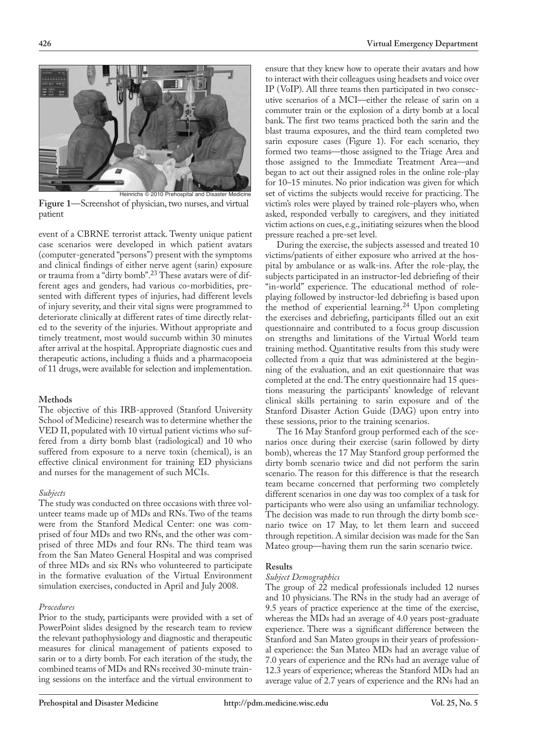Heinrichs © 2010 Prehospital and Disaster Medicine

**Figure 1**—Screenshot of physician, two nurses, and virtual patient

event of a CBRNE terrorist attack. Twenty unique patient case scenarios were developed in which patient avatars (computer-generated "persons") present with the symptoms and clinical findings of either nerve agent (sarin) exposure or trauma from a "dirty bomb".[23] These avatars were of different ages and genders, had various co-morbidities, presented with different types of injuries, had different levels of injury severity, and their vital signs were programmed to deteriorate clinically at different rates of time directly related to the severity of the injuries. Without appropriate and timely treatment, most would succumb within 30 minutes after arrival at the hospital. Appropriate diagnostic cues and therapeutic actions, including a fluids and a pharmacopoeia of 11 drugs, were available for selection and implementation.

## Methods

The objective of this IRB-approved (Stanford University School of Medicine) research was to determine whether the VED II, populated with 10 virtual patient victims who suffered from a dirty bomb blast (radiological) and 10 who suffered from exposure to a nerve toxin (chemical), is an effective clinical environment for training ED physicians and nurses for the management of such MCIs.

### *Subjects*

The study was conducted on three occasions with three volunteer teams made up of MDs and RNs. Two of the teams were from the Stanford Medical Center: one was comprised of four MDs and two RNs, and the other was comprised of three MDs and four RNs. The third team was from the San Mateo General Hospital and was comprised of three MDs and six RNs who volunteered to participate in the formative evaluation of the Virtual Environment simulation exercises, conducted in April and July 2008.

### *Procedures*

Prior to the study, participants were provided with a set of PowerPoint slides designed by the research team to review the relevant pathophysiology and diagnostic and therapeutic measures for clinical management of patients exposed to sarin or to a dirty bomb. For each iteration of the study, the combined teams of MDs and RNs received 30-minute training sessions on the interface and the virtual environment to ensure that they knew how to operate their avatars and how to interact with their colleagues using headsets and voice over IP (VoIP). All three teams then participated in two consecutive scenarios of a MCI—either the release of sarin on a commuter train or the explosion of a dirty bomb at a local bank. The first two teams practiced both the sarin and the blast trauma exposures, and the third team completed two sarin exposure cases (Figure 1). For each scenario, they formed two teams—those assigned to the Triage Area and those assigned to the Immediate Treatment Area—and began to act out their assigned roles in the online role-play for 10–15 minutes. No prior indication was given for which set of victims the subjects would receive for practicing. The victim's roles were played by trained role-players who, when asked, responded verbally to caregivers, and they initiated victim actions on cues, e.g., initiating seizures when the blood pressure reached a pre-set level.

During the exercise, the subjects assessed and treated 10 victims/patients of either exposure who arrived at the hospital by ambulance or as walk-ins. After the role-play, the subjects participated in an instructor-led debriefing of their "in-world" experience. The educational method of role-playing followed by instructor-led debriefing is based upon the method of experiential learning.[24] Upon completing the exercises and debriefing, participants filled out an exit questionnaire and contributed to a focus group discussion on strengths and limitations of the Virtual World team training method. Quantitative results from this study were collected from a quiz that was administered at the beginning of the evaluation, and an exit questionnaire that was completed at the end. The entry questionnaire had 15 questions measuring the participants' knowledge of relevant clinical skills pertaining to sarin exposure and of the Stanford Disaster Action Guide (DAG) upon entry into these sessions, prior to the training scenarios.

The 16 May Stanford group performed each of the scenarios once during their exercise (sarin followed by dirty bomb), whereas the 17 May Stanford group performed the dirty bomb scenario twice and did not perform the sarin scenario. The reason for this difference is that the research team became concerned that performing two completely different scenarios in one day was too complex of a task for participants who were also using an unfamiliar technology. The decision was made to run through the dirty bomb scenario twice on 17 May, to let them learn and succeed through repetition. A similar decision was made for the San Mateo group—having them run the sarin scenario twice.

## Results

### *Subject Demographics*

The group of 22 medical professionals included 12 nurses and 10 physicians. The RNs in the study had an average of 9.5 years of practice experience at the time of the exercise, whereas the MDs had an average of 4.0 years post-graduate experience. There was a significant difference between the Stanford and San Mateo groups in their years of professional experience: the San Mateo MDs had an average value of 7.0 years of experience and the RNs had an average value of 12.3 years of experience; whereas the Stanford MDs had an average value of 2.7 years of experience and the RNs had an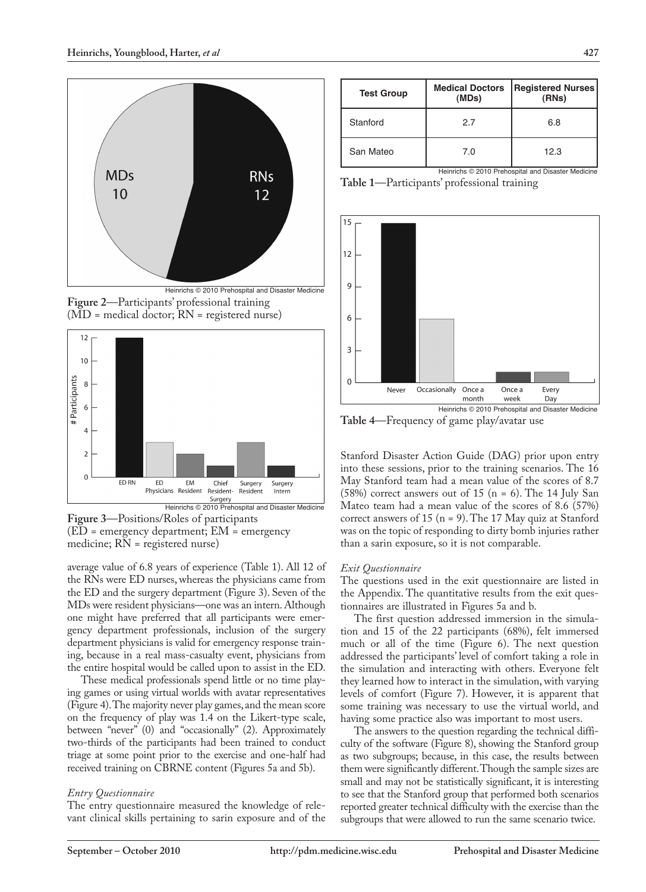Figure 2—Participants' professional training (MD = medical doctor; RN = registered nurse)

Figure 3—Positions/Roles of participants (ED = emergency department; EM = emergency medicine; RN = registered nurse)

average value of 6.8 years of experience (Table 1). All 12 of the RNs were ED nurses, whereas the physicians came from the ED and the surgery department (Figure 3). Seven of the MDs were resident physicians—one was an intern. Although one might have preferred that all participants were emergency department professionals, inclusion of the surgery department physicians is valid for emergency response training, because in a real mass-casualty event, physicians from the entire hospital would be called upon to assist in the ED.

These medical professionals spend little or no time playing games or using virtual worlds with avatar representatives (Figure 4). The majority never play games, and the mean score on the frequency of play was 1.4 on the Likert-type scale, between "never" (0) and "occasionally" (2). Approximately two-thirds of the participants had been trained to conduct triage at some point prior to the exercise and one-half had received training on CBRNE content (Figures 5a and 5b).

*Entry Questionnaire*

The entry questionnaire measured the knowledge of relevant clinical skills pertaining to sarin exposure and of the

| Test Group | Medical Doctors (MDs) | Registered Nurses (RNs) |
|---|---|---|
| Stanford | 2.7 | 6.8 |
| San Mateo | 7.0 | 12.3 |

**Table 1**—Participants' professional training

**Table 4**—Frequency of game play/avatar use

Stanford Disaster Action Guide (DAG) prior upon entry into these sessions, prior to the training scenarios. The 16 May Stanford team had a mean value of the scores of 8.7 (58%) correct answers out of 15 (n = 6). The 14 July San Mateo team had a mean value of the scores of 8.6 (57%) correct answers of 15 (n = 9). The 17 May quiz at Stanford was on the topic of responding to dirty bomb injuries rather than a sarin exposure, so it is not comparable.

*Exit Questionnaire*

The questions used in the exit questionnaire are listed in the Appendix. The quantitative results from the exit questionnaires are illustrated in Figures 5a and b.

The first question addressed immersion in the simulation and 15 of the 22 participants (68%), felt immersed much or all of the time (Figure 6). The next question addressed the participants' level of comfort taking a role in the simulation and interacting with others. Everyone felt they learned how to interact in the simulation, with varying levels of comfort (Figure 7). However, it is apparent that some training was necessary to use the virtual world, and having some practice also was important to most users.

The answers to the question regarding the technical difficulty of the software (Figure 8), showing the Stanford group as two subgroups; because, in this case, the results between them were significantly different. Though the sample sizes are small and may not be statistically significant, it is interesting to see that the Stanford group that performed both scenarios reported greater technical difficulty with the exercise than the subgroups that were allowed to run the same scenario twice.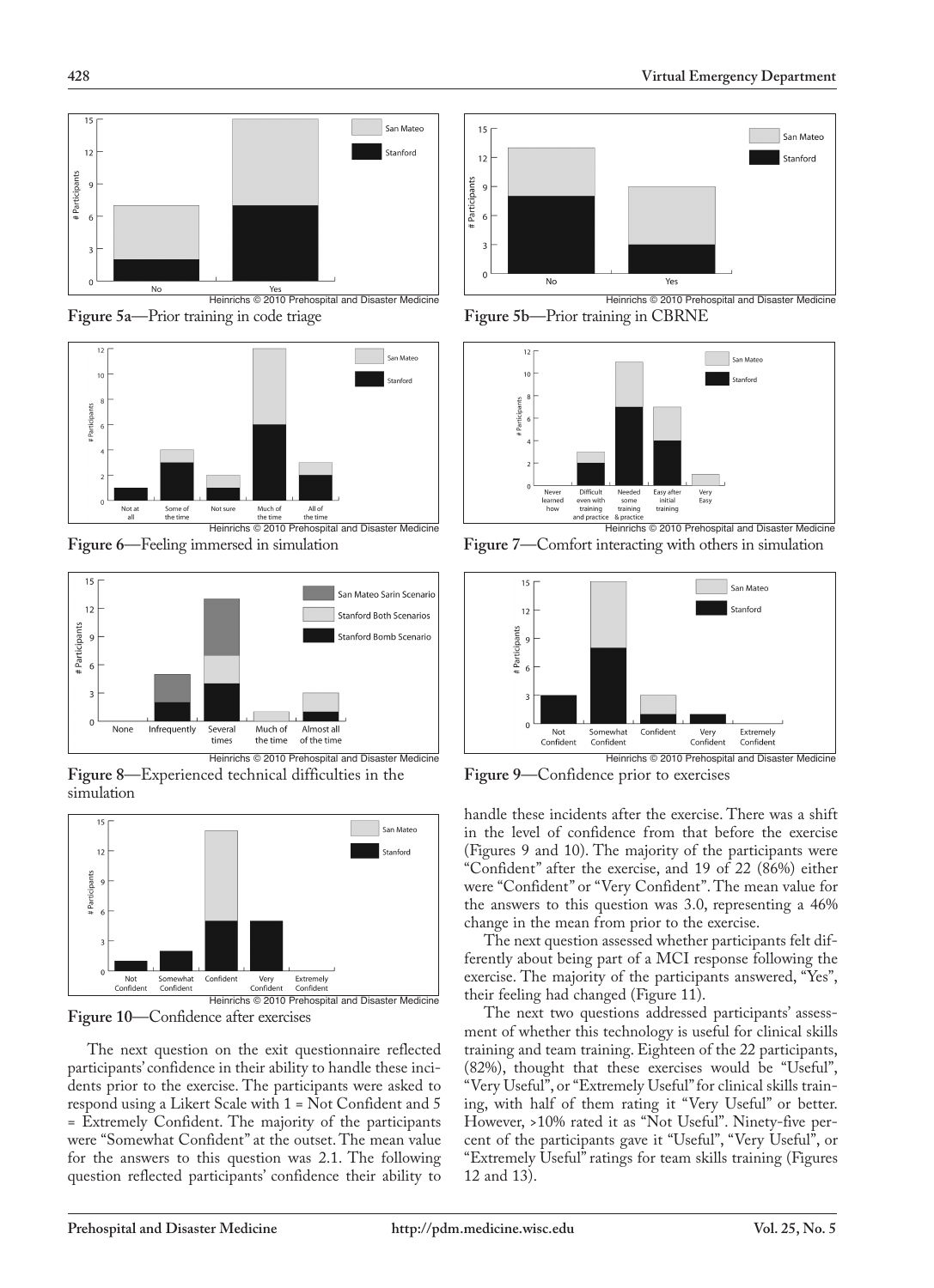Figure 5a—Prior training in code triage

Figure 5b—Prior training in CBRNE

Figure 6—Feeling immersed in simulation

Figure 7—Comfort interacting with others in simulation

Figure 8—Experienced technical difficulties in the simulation

Figure 9—Confidence prior to exercises

Figure 10—Confidence after exercises

The next question on the exit questionnaire reflected participants' confidence in their ability to handle these incidents prior to the exercise. The participants were asked to respond using a Likert Scale with 1 = Not Confident and 5 = Extremely Confident. The majority of the participants were "Somewhat Confident" at the outset. The mean value for the answers to this question was 2.1. The following question reflected participants' confidence their ability to handle these incidents after the exercise. There was a shift in the level of confidence from that before the exercise (Figures 9 and 10). The majority of the participants were "Confident" after the exercise, and 19 of 22 (86%) either were "Confident" or "Very Confident". The mean value for the answers to this question was 3.0, representing a 46% change in the mean from prior to the exercise.

The next question assessed whether participants felt differently about being part of a MCI response following the exercise. The majority of the participants answered, "Yes", their feeling had changed (Figure 11).

The next two questions addressed participants' assessment of whether this technology is useful for clinical skills training and team training. Eighteen of the 22 participants, (82%), thought that these exercises would be "Useful", "Very Useful", or "Extremely Useful" for clinical skills training, with half of them rating it "Very Useful" or better. However, >10% rated it as "Not Useful". Ninety-five percent of the participants gave it "Useful", "Very Useful", or "Extremely Useful" ratings for team skills training (Figures 12 and 13).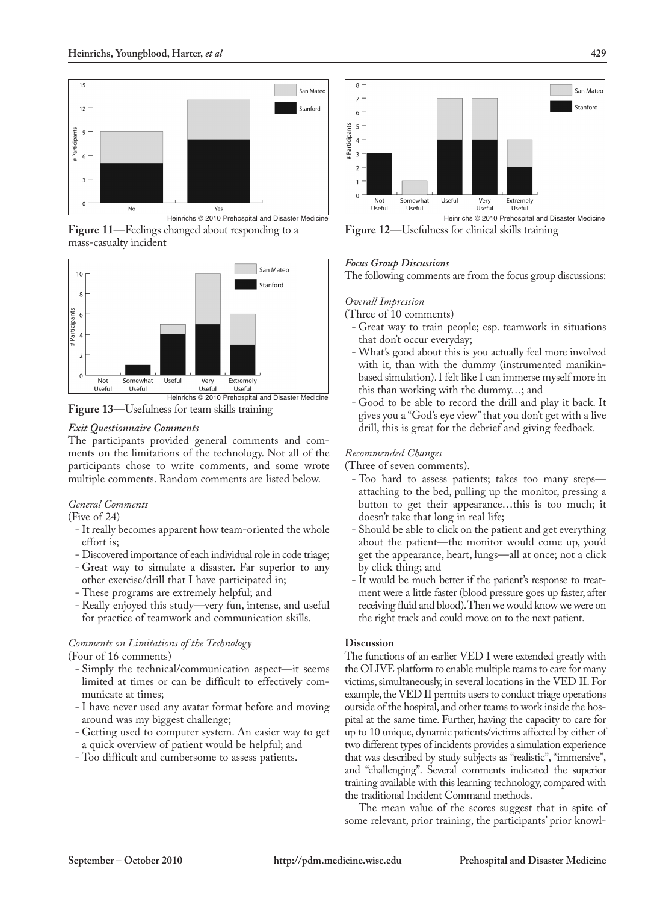15
12
9
6
3
0
# Participants
No
Yes
San Mateo
Stanford
Heinrichs © 2010 Prehospital and Disaster Medicine

**Figure 11**—Feelings changed about responding to a mass-casualty incident

10
8
6
4
2
0
# Participants
Not Useful
Somewhat Useful
Useful
Very Useful
Extremely Useful
San Mateo
Stanford
Heinrichs © 2010 Prehospital and Disaster Medicine

**Figure 13**—Usefulness for team skills training

### *Exit Questionnaire Comments*

The participants provided general comments and comments on the limitations of the technology. Not all of the participants chose to write comments, and some wrote multiple comments. Random comments are listed below.

*General Comments*

(Five of 24)

- It really becomes apparent how team-oriented the whole effort is;
- Discovered importance of each individual role in code triage;
- Great way to simulate a disaster. Far superior to any other exercise/drill that I have participated in;
- These programs are extremely helpful; and
- Really enjoyed this study—very fun, intense, and useful for practice of teamwork and communication skills.

*Comments on Limitations of the Technology*

(Four of 16 comments)

- Simply the technical/communication aspect—it seems limited at times or can be difficult to effectively communicate at times;
- I have never used any avatar format before and moving around was my biggest challenge;
- Getting used to computer system. An easier way to get a quick overview of patient would be helpful; and
- Too difficult and cumbersome to assess patients.

8
7
6
5
4
3
2
1
0
# Participants
Not Useful
Somewhat Useful
Useful
Very Useful
Extremely Useful
San Mateo
Stanford
Heinrichs © 2010 Prehospital and Disaster Medicine

**Figure 12**—Usefulness for clinical skills training

### *Focus Group Discussions*

The following comments are from the focus group discussions:

*Overall Impression*

(Three of 10 comments)

- Great way to train people; esp. teamwork in situations that don't occur everyday;
- What's good about this is you actually feel more involved with it, than with the dummy (instrumented manikin-based simulation). I felt like I can immerse myself more in this than working with the dummy…; and
- Good to be able to record the drill and play it back. It gives you a "God's eye view" that you don't get with a live drill, this is great for the debrief and giving feedback.

*Recommended Changes*

(Three of seven comments).

- Too hard to assess patients; takes too many steps—attaching to the bed, pulling up the monitor, pressing a button to get their appearance…this is too much; it doesn't take that long in real life;
- Should be able to click on the patient and get everything about the patient—the monitor would come up, you'd get the appearance, heart, lungs—all at once; not a click by click thing; and
- It would be much better if the patient's response to treatment were a little faster (blood pressure goes up faster, after receiving fluid and blood). Then we would know we were on the right track and could move on to the next patient.

## Discussion

The functions of an earlier VED I were extended greatly with the OLIVE platform to enable multiple teams to care for many victims, simultaneously, in several locations in the VED II. For example, the VED II permits users to conduct triage operations outside of the hospital, and other teams to work inside the hospital at the same time. Further, having the capacity to care for up to 10 unique, dynamic patients/victims affected by either of two different types of incidents provides a simulation experience that was described by study subjects as "realistic", "immersive", and "challenging". Several comments indicated the superior training available with this learning technology, compared with the traditional Incident Command methods.

The mean value of the scores suggest that in spite of some relevant, prior training, the participants' prior knowl-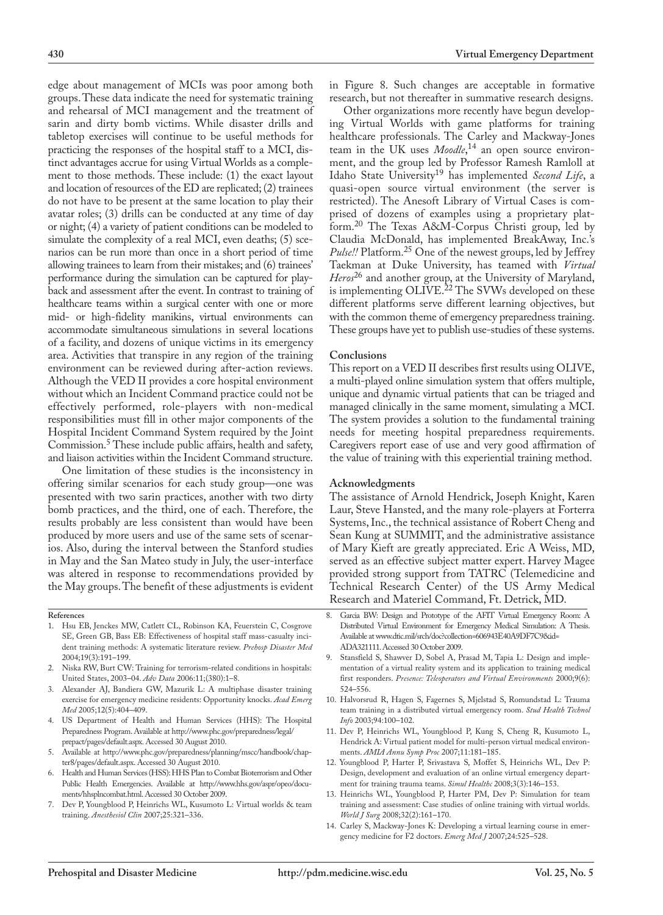edge about management of MCIs was poor among both groups. These data indicate the need for systematic training and rehearsal of MCI management and the treatment of sarin and dirty bomb victims. While disaster drills and tabletop exercises will continue to be useful methods for practicing the responses of the hospital staff to a MCI, distinct advantages accrue for using Virtual Worlds as a complement to those methods. These include: (1) the exact layout and location of resources of the ED are replicated; (2) trainees do not have to be present at the same location to play their avatar roles; (3) drills can be conducted at any time of day or night; (4) a variety of patient conditions can be modeled to simulate the complexity of a real MCI, even deaths; (5) scenarios can be run more than once in a short period of time allowing trainees to learn from their mistakes; and (6) trainees' performance during the simulation can be captured for playback and assessment after the event. In contrast to training of healthcare teams within a surgical center with one or more mid- or high-fidelity manikins, virtual environments can accommodate simultaneous simulations in several locations of a facility, and dozens of unique victims in its emergency area. Activities that transpire in any region of the training environment can be reviewed during after-action reviews. Although the VED II provides a core hospital environment without which an Incident Command practice could not be effectively performed, role-players with non-medical responsibilities must fill in other major components of the Hospital Incident Command System required by the Joint Commission.[5] These include public affairs, health and safety, and liaison activities within the Incident Command structure.

One limitation of these studies is the inconsistency in offering similar scenarios for each study group—one was presented with two sarin practices, another with two dirty bomb practices, and the third, one of each. Therefore, the results probably are less consistent than would have been produced by more users and use of the same sets of scenarios. Also, during the interval between the Stanford studies in May and the San Mateo study in July, the user-interface was altered in response to recommendations provided by the May groups. The benefit of these adjustments is evident in Figure 8. Such changes are acceptable in formative research, but not thereafter in summative research designs.

Other organizations more recently have begun developing Virtual Worlds with game platforms for training healthcare professionals. The Carley and Mackway-Jones team in the UK uses *Moodle*,[14] an open source environment, and the group led by Professor Ramesh Ramloll at Idaho State University[19] has implemented *Second Life*, a quasi-open source virtual environment (the server is restricted). The Anesoft Library of Virtual Cases is comprised of dozens of examples using a proprietary platform.[20] The Texas A&M-Corpus Christi group, led by Claudia McDonald, has implemented BreakAway, Inc.'s *Pulse!!* Platform.[25] One of the newest groups, led by Jeffrey Taekman at Duke University, has teamed with *Virtual Heros*[26] and another group, at the University of Maryland, is implementing OLIVE.[22] The SVWs developed on these different platforms serve different learning objectives, but with the common theme of emergency preparedness training. These groups have yet to publish use-studies of these systems.

## Conclusions

This report on a VED II describes first results using OLIVE, a multi-played online simulation system that offers multiple, unique and dynamic virtual patients that can be triaged and managed clinically in the same moment, simulating a MCI. The system provides a solution to the fundamental training needs for meeting hospital preparedness requirements. Caregivers report ease of use and very good affirmation of the value of training with this experiential training method.

## Acknowledgments

The assistance of Arnold Hendrick, Joseph Knight, Karen Laur, Steve Hansted, and the many role-players at Forterra Systems, Inc., the technical assistance of Robert Cheng and Sean Kung at SUMMIT, and the administrative assistance of Mary Kieft are greatly appreciated. Eric A Weiss, MD, served as an effective subject matter expert. Harvey Magee provided strong support from TATRC (Telemedicine and Technical Research Center) of the US Army Medical Research and Materiel Command, Ft. Detrick, MD.

## References

1. Hsu EB, Jenckes MW, Catlett CL, Robinson KA, Feuerstein C, Cosgrove SE, Green GB, Bass EB: Effectiveness of hospital staff mass-casualty incident training methods: A systematic literature review. *Prehosp Disaster Med* 2004;19(3):191–199.
2. Niska RW, Burt CW: Training for terrorism-related conditions in hospitals: United States, 2003–04. *Adv Data* 2006:11;(380):1–8.
3. Alexander AJ, Bandiera GW, Mazurik L: A multiphase disaster training exercise for emergency medicine residents: Opportunity knocks. *Acad Emerg Med* 2005;12(5):404–409.
4. US Department of Health and Human Services (HHS): The Hospital Preparedness Program. Available at http://www.phc.gov/preparedness/legal/prepact/pages/default.aspx. Accessed 30 August 2010.
5. Available at http://www.phc.gov/preparedness/planning/mscc/handbook/chapter8/pages/default.aspx. Accessed 30 August 2010.
6. Health and Human Services (HSS): HHS Plan to Combat Bioterrorism and Other Public Health Emergencies. Available at http://www.hhs.gov/aspr/opeo/documents/hhsplncombat.html. Accessed 30 October 2009.
7. Dev P, Youngblood P, Heinrichs WL, Kusumoto L: Virtual worlds & team training. *Anesthesiol Clin* 2007;25:321–336.
8. Garcia BW: Design and Prototype of the AFIT Virtual Emergency Room: A Distributed Virtual Environment for Emergency Medical Simulation: A Thesis. Available at www.dtic.mil/srch/doc?collection=606943E40A9DF7C9&id=ADA321111. Accessed 30 October 2009.
9. Stansfield S, Shawver D, Sobel A, Prasad M, Tapia L: Design and implementation of a virtual reality system and its application to training medical first responders. *Presence: Teleoperators and Virtual Environments* 2000;9(6):524–556.
10. Halvorsrud R, Hagen S, Fagernes S, Mjelstad S, Romundstad L: Trauma team training in a distributed virtual emergency room. *Stud Health Technol Info* 2003;94:100–102.
11. Dev P, Heinrichs WL, Youngblood P, Kung S, Cheng R, Kusumoto L, Hendrick A: Virtual patient model for multi-person virtual medical environments. *AMIA Annu Symp Proc* 2007;11:181–185.
12. Youngblood P, Harter P, Srivastava S, Moffet S, Heinrichs WL, Dev P: Design, development and evaluation of an online virtual emergency department for training trauma teams. *Simul Healthc* 2008;3(3):146–153.
13. Heinrichs WL, Youngblood P, Harter PM, Dev P: Simulation for team training and assessment: Case studies of online training with virtual worlds. *World J Surg* 2008;32(2):161–170.
14. Carley S, Mackway-Jones K: Developing a virtual learning course in emergency medicine for F2 doctors. *Emerg Med J* 2007;24:525–528.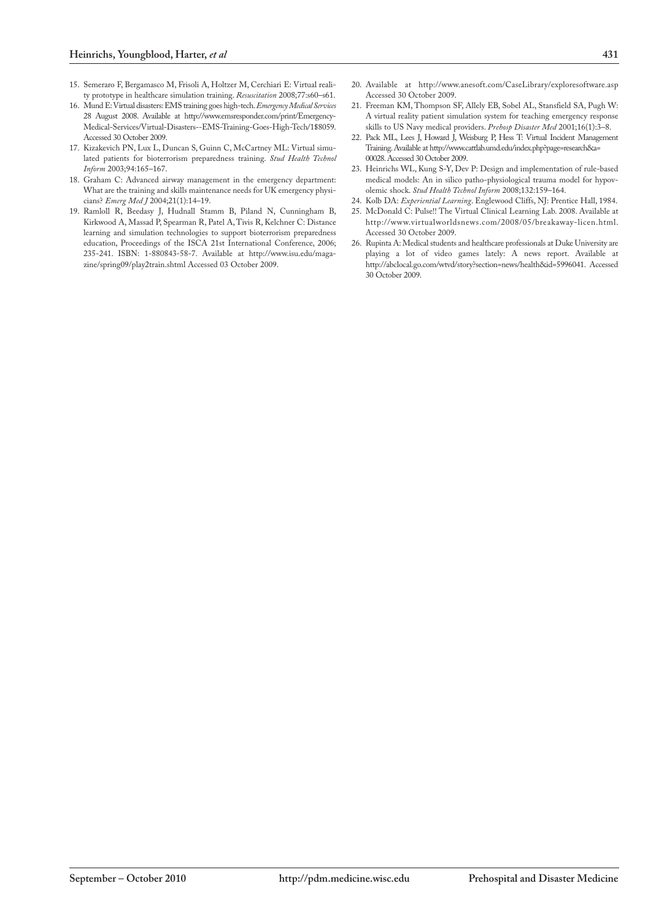15. Semeraro F, Bergamasco M, Frisoli A, Holtzer M, Cerchiari E: Virtual reality prototype in healthcare simulation training. *Resuscitation* 2008;77:s60–s61.
16. Mund E: Virtual disasters: EMS training goes high-tech. *Emergency Medical Services* 28 August 2008. Available at http://www.emsresponder.com/print/Emergency-Medical-Services/Virtual-Disasters--EMS-Training-Goes-High-Tech/1$8059. Accessed 30 October 2009.
17. Kizakevich PN, Lux L, Duncan S, Guinn C, McCartney ML: Virtual simulated patients for bioterrorism preparedness training. *Stud Health Technol Inform* 2003;94:165–167.
18. Graham C: Advanced airway management in the emergency department: What are the training and skills maintenance needs for UK emergency physicians? *Emerg Med J* 2004;21(1):14–19.
19. Ramloll R, Beedasy J, Hudnall Stamm B, Piland N, Cunningham B, Kirkwood A, Massad P, Spearman R, Patel A, Tivis R, Kelchner C: Distance learning and simulation technologies to support bioterrorism preparedness education, Proceedings of the ISCA 21st International Conference, 2006; 235-241. ISBN: 1-880843-58-7. Available at http://www.isu.edu/magazine/spring09/play2train.shtml Accessed 03 October 2009.
20. Available at http://www.anesoft.com/CaseLibrary/exploresoftware.asp Accessed 30 October 2009.
21. Freeman KM, Thompson SF, Allely EB, Sobel AL, Stansfield SA, Pugh W: A virtual reality patient simulation system for teaching emergency response skills to US Navy medical providers. *Prehosp Disaster Med* 2001;16(1):3–8.
22. Pack ML, Lees J, Howard J, Weisburg P, Hess T: Virtual Incident Management Training. Available at http://www.cattlab.umd.edu/index.php?page=research&a=00028. Accessed 30 October 2009.
23. Heinrichs WL, Kung S-Y, Dev P: Design and implementation of rule-based medical models: An in silico patho-physiological trauma model for hypovolemic shock. *Stud Health Technol Inform* 2008;132:159–164.
24. Kolb DA: *Experiential Learning*. Englewood Cliffs, NJ: Prentice Hall, 1984.
25. McDonald C: Pulse!! The Virtual Clinical Learning Lab. 2008. Available at http://www.virtualworldsnews.com/2008/05/breakaway-licen.html. Accessed 30 October 2009.
26. Rupinta A: Medical students and healthcare professionals at Duke University are playing a lot of video games lately: A news report. Available at http://abclocal.go.com/wtvd/story?section=news/health&id=5996041. Accessed 30 October 2009.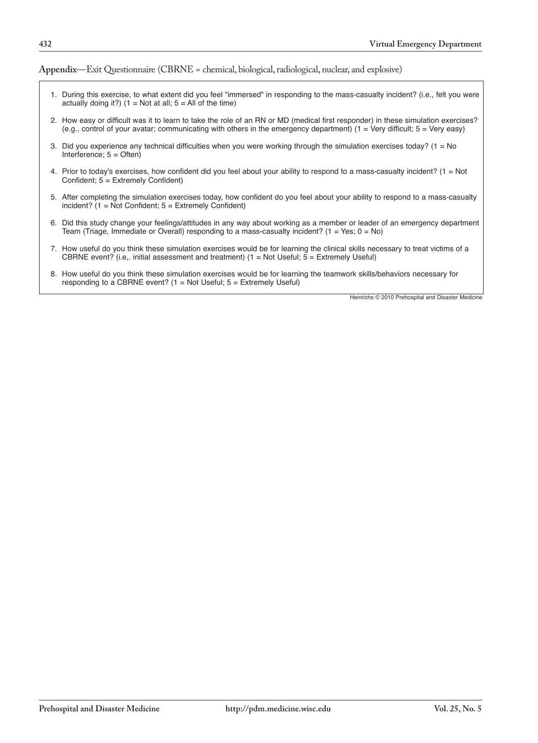**Appendix**—Exit Questionnaire (CBRNE = chemical, biological, radiological, nuclear, and explosive)

1. During this exercise, to what extent did you feel "immersed" in responding to the mass-casualty incident? (i.e., felt you were actually doing it?) (1 = Not at all; 5 = All of the time)
2. How easy or difficult was it to learn to take the role of an RN or MD (medical first responder) in these simulation exercises? (e.g., control of your avatar; communicating with others in the emergency department) (1 = Very difficult; 5 = Very easy)
3. Did you experience any technical difficulties when you were working through the simulation exercises today? (1 = No Interference; 5 = Often)
4. Prior to today's exercises, how confident did you feel about your ability to respond to a mass-casualty incident? (1 = Not Confident; 5 = Extremely Confident)
5. After completing the simulation exercises today, how confident do you feel about your ability to respond to a mass-casualty incident? (1 = Not Confident; 5 = Extremely Confident)
6. Did this study change your feelings/attitudes in any way about working as a member or leader of an emergency department Team (Triage, Immediate or Overall) responding to a mass-casualty incident? (1 = Yes; 0 = No)
7. How useful do you think these simulation exercises would be for learning the clinical skills necessary to treat victims of a CBRNE event? (i.e,. initial assessment and treatment) (1 = Not Useful; 5 = Extremely Useful)
8. How useful do you think these simulation exercises would be for learning the teamwork skills/behaviors necessary for responding to a CBRNE event? (1 = Not Useful; 5 = Extremely Useful)

Heinrichs © 2010 Prehospital and Disaster Medicine